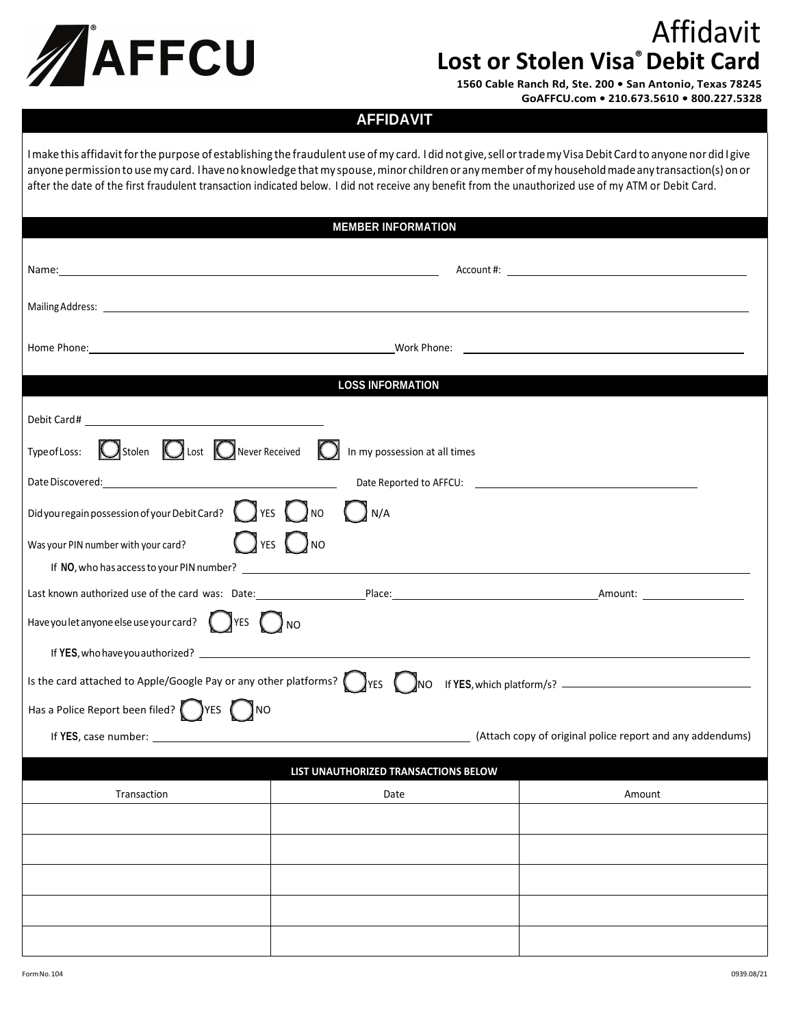# AFFCU

# Affidavit
## Lost or Stolen Visa® Debit Card

**1560 Cable Ranch Rd, Ste. 200 • San Antonio, Texas 78245**
**GoAFFCU.com • 210.673.5610 • 800.227.5328**

## AFFIDAVIT

I make this affidavit for the purpose of establishing the fraudulent use of my card. I did not give, sell or trade my Visa Debit Card to anyone nor did I give anyone permission to use my card. I have no knowledge that my spouse, minor children or any member of my household made any transaction(s) on or after the date of the first fraudulent transaction indicated below. I did not receive any benefit from the unauthorized use of my ATM or Debit Card.

## MEMBER INFORMATION

Name: ______________________________ Account #: ______________________________

Mailing Address: ______________________________

Home Phone: ______________________________ Work Phone: ______________________________

## LOSS INFORMATION

Debit Card# ______________________________

Type of Loss: ◯ Stolen ◯ Lost ◯ Never Received ◯ In my possession at all times

Date Discovered: ______________________________ Date Reported to AFFCU: ______________________________

Did you regain possession of your Debit Card? ◯ YES ◯ NO ◯ N/A

Was your PIN number with your card? ◯ YES ◯ NO

If **NO**, who has access to your PIN number? ______________________________

Last known authorized use of the card was: Date: ______________ Place: ______________________ Amount: ______________

Have you let anyone else use your card? ◯ YES ◯ NO

If **YES**, who have you authorized? ______________________________

Is the card attached to Apple/Google Pay or any other platforms? ◯ YES ◯ NO If **YES**, which platform/s? ______________________________

Has a Police Report been filed? ◯ YES ◯ NO

If **YES**, case number: ______________________________ (Attach copy of original police report and any addendums)

## LIST UNAUTHORIZED TRANSACTIONS BELOW

| Transaction | Date | Amount |
|---|---|---|
| | | |
| | | |
| | | |
| | | |
| | | |

Form No. 104 0939.08/21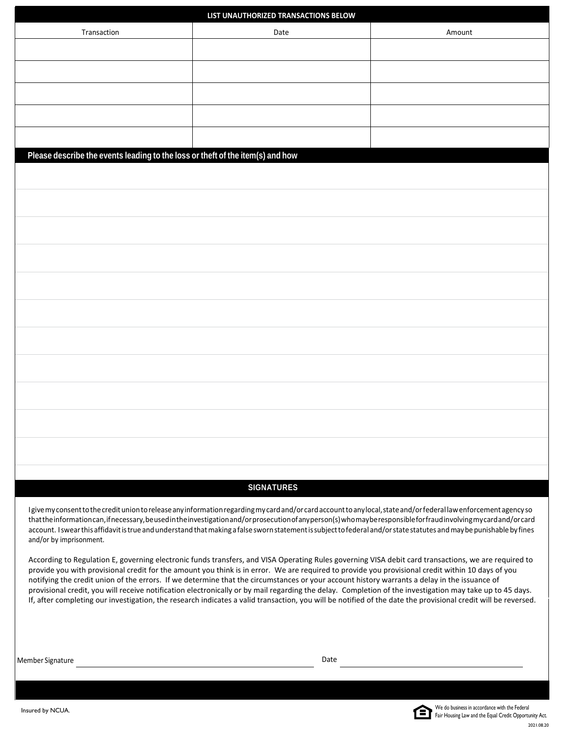## LIST UNAUTHORIZED TRANSACTIONS BELOW

| Transaction | Date | Amount |
| --- | --- | --- |
| | | |
| | | |
| | | |
| | | |
| | | |

## Please describe the events leading to the loss or theft of the item(s) and how

## SIGNATURES

I give my consent to the credit union to release any information regarding my card and/or card account to any local, state and/or federal law enforcement agency so that the information can, if necessary, be used in the investigation and/or prosecution of any person(s) who may be responsible for fraud involving my card and/or card account. I swear this affidavit is true and understand that making a false sworn statement is subject to federal and/or state statutes and may be punishable by fines and/or by imprisonment.

According to Regulation E, governing electronic funds transfers, and VISA Operating Rules governing VISA debit card transactions, we are required to provide you with provisional credit for the amount you think is in error. We are required to provide you provisional credit within 10 days of you notifying the credit union of the errors. If we determine that the circumstances or your account history warrants a delay in the issuance of provisional credit, you will receive notification electronically or by mail regarding the delay. Completion of the investigation may take up to 45 days. If, after completing our investigation, the research indicates a valid transaction, you will be notified of the date the provisional credit will be reversed.

Member Signature ______________________________ Date ______________________________

Insured by NCUA.

We do business in accordance with the Federal Fair Housing Law and the Equal Credit Opportunity Act.

2021.08.20